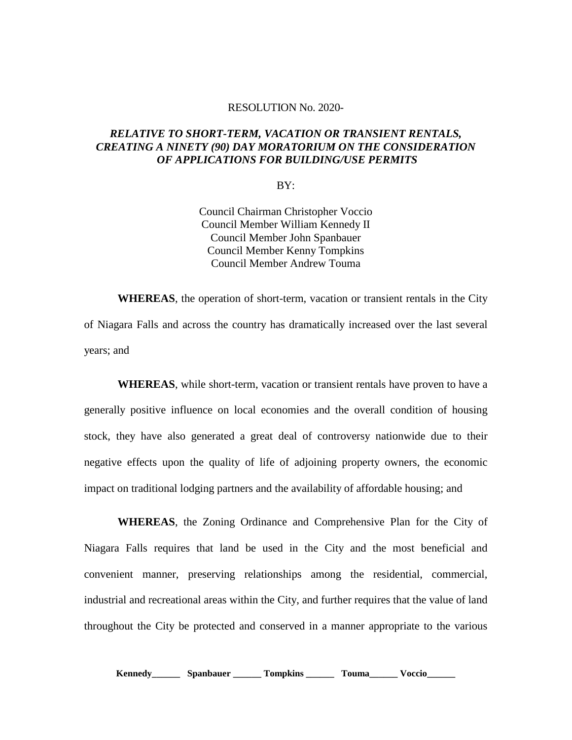RESOLUTION No. 2020-

***RELATIVE TO SHORT-TERM, VACATION OR TRANSIENT RENTALS, CREATING A NINETY (90) DAY MORATORIUM ON THE CONSIDERATION OF APPLICATIONS FOR BUILDING/USE PERMITS***

BY:

Council Chairman Christopher Voccio
Council Member William Kennedy II
Council Member John Spanbauer
Council Member Kenny Tompkins
Council Member Andrew Touma

**WHEREAS**, the operation of short-term, vacation or transient rentals in the City of Niagara Falls and across the country has dramatically increased over the last several years; and

**WHEREAS**, while short-term, vacation or transient rentals have proven to have a generally positive influence on local economies and the overall condition of housing stock, they have also generated a great deal of controversy nationwide due to their negative effects upon the quality of life of adjoining property owners, the economic impact on traditional lodging partners and the availability of affordable housing; and

**WHEREAS**, the Zoning Ordinance and Comprehensive Plan for the City of Niagara Falls requires that land be used in the City and the most beneficial and convenient manner, preserving relationships among the residential, commercial, industrial and recreational areas within the City, and further requires that the value of land throughout the City be protected and conserved in a manner appropriate to the various

**Kennedy______ Spanbauer ______ Tompkins ______ Touma______ Voccio______**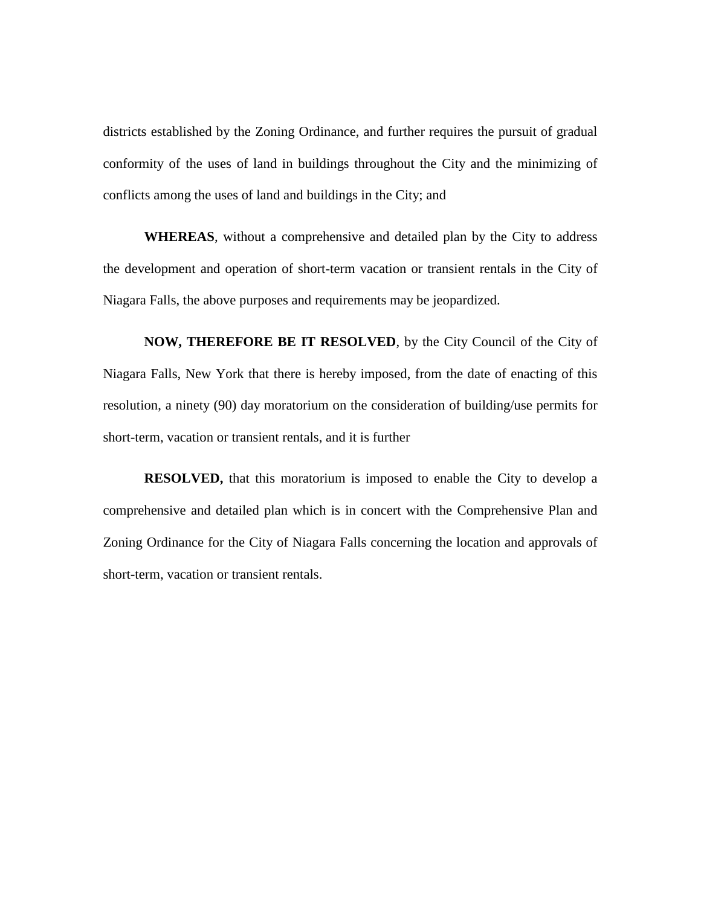districts established by the Zoning Ordinance, and further requires the pursuit of gradual conformity of the uses of land in buildings throughout the City and the minimizing of conflicts among the uses of land and buildings in the City; and

**WHEREAS**, without a comprehensive and detailed plan by the City to address the development and operation of short-term vacation or transient rentals in the City of Niagara Falls, the above purposes and requirements may be jeopardized.

**NOW, THEREFORE BE IT RESOLVED**, by the City Council of the City of Niagara Falls, New York that there is hereby imposed, from the date of enacting of this resolution, a ninety (90) day moratorium on the consideration of building/use permits for short-term, vacation or transient rentals, and it is further

**RESOLVED,** that this moratorium is imposed to enable the City to develop a comprehensive and detailed plan which is in concert with the Comprehensive Plan and Zoning Ordinance for the City of Niagara Falls concerning the location and approvals of short-term, vacation or transient rentals.